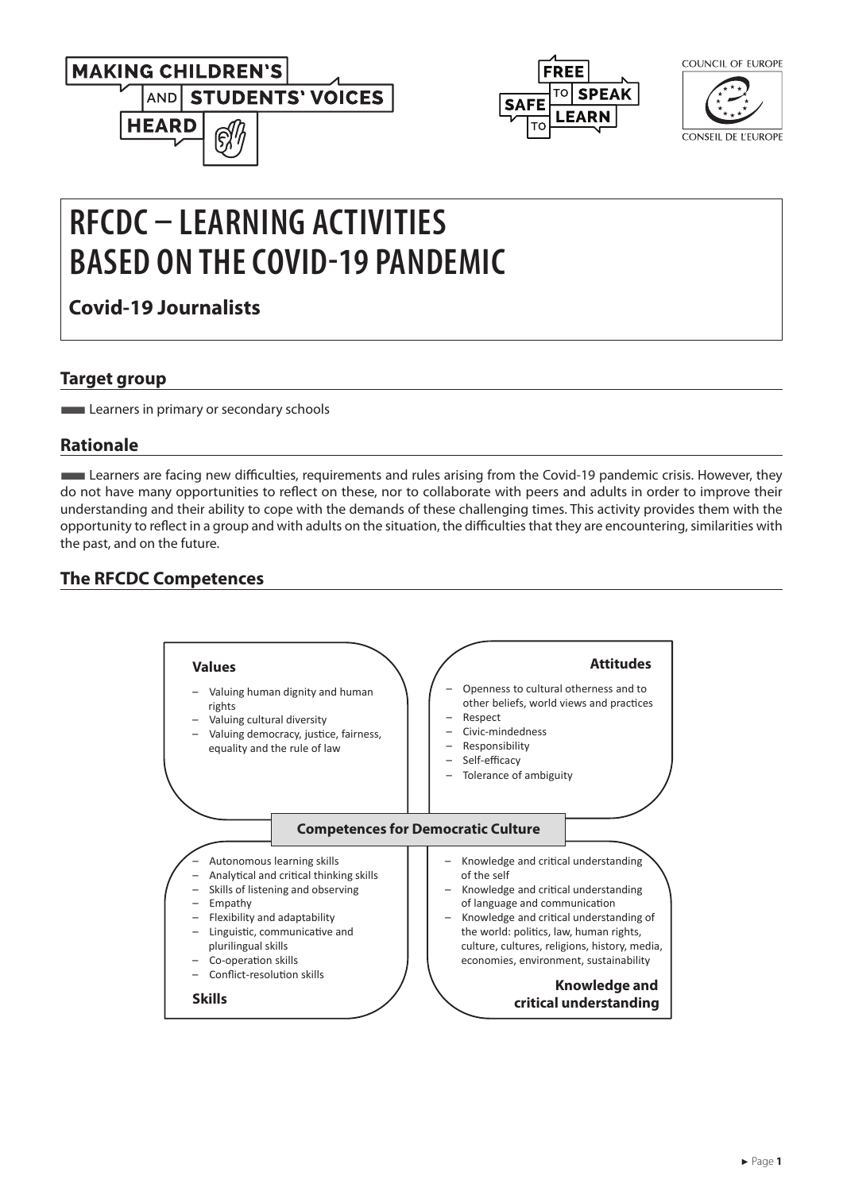MAKING CHILDREN'S AND STUDENTS' VOICES HEARD

FREE TO SPEAK SAFE TO LEARN

COUNCIL OF EUROPE
CONSEIL DE L'EUROPE

# RFCDC – LEARNING ACTIVITIES BASED ON THE COVID-19 PANDEMIC

## Covid-19 Journalists

## Target group

Learners in primary or secondary schools

## Rationale

Learners are facing new difficulties, requirements and rules arising from the Covid-19 pandemic crisis. However, they do not have many opportunities to reflect on these, nor to collaborate with peers and adults in order to improve their understanding and their ability to cope with the demands of these challenging times. This activity provides them with the opportunity to reflect in a group and with adults on the situation, the difficulties that they are encountering, similarities with the past, and on the future.

## The RFCDC Competences

**Competences for Democratic Culture**

**Values**

- Valuing human dignity and human rights
- Valuing cultural diversity
- Valuing democracy, justice, fairness, equality and the rule of law

**Attitudes**

- Openness to cultural otherness and to other beliefs, world views and practices
- Respect
- Civic-mindedness
- Responsibility
- Self-efficacy
- Tolerance of ambiguity

**Skills**

- Autonomous learning skills
- Analytical and critical thinking skills
- Skills of listening and observing
- Empathy
- Flexibility and adaptability
- Linguistic, communicative and plurilingual skills
- Co-operation skills
- Conflict-resolution skills

**Knowledge and critical understanding**

- Knowledge and critical understanding of the self
- Knowledge and critical understanding of language and communication
- Knowledge and critical understanding of the world: politics, law, human rights, culture, cultures, religions, history, media, economies, environment, sustainability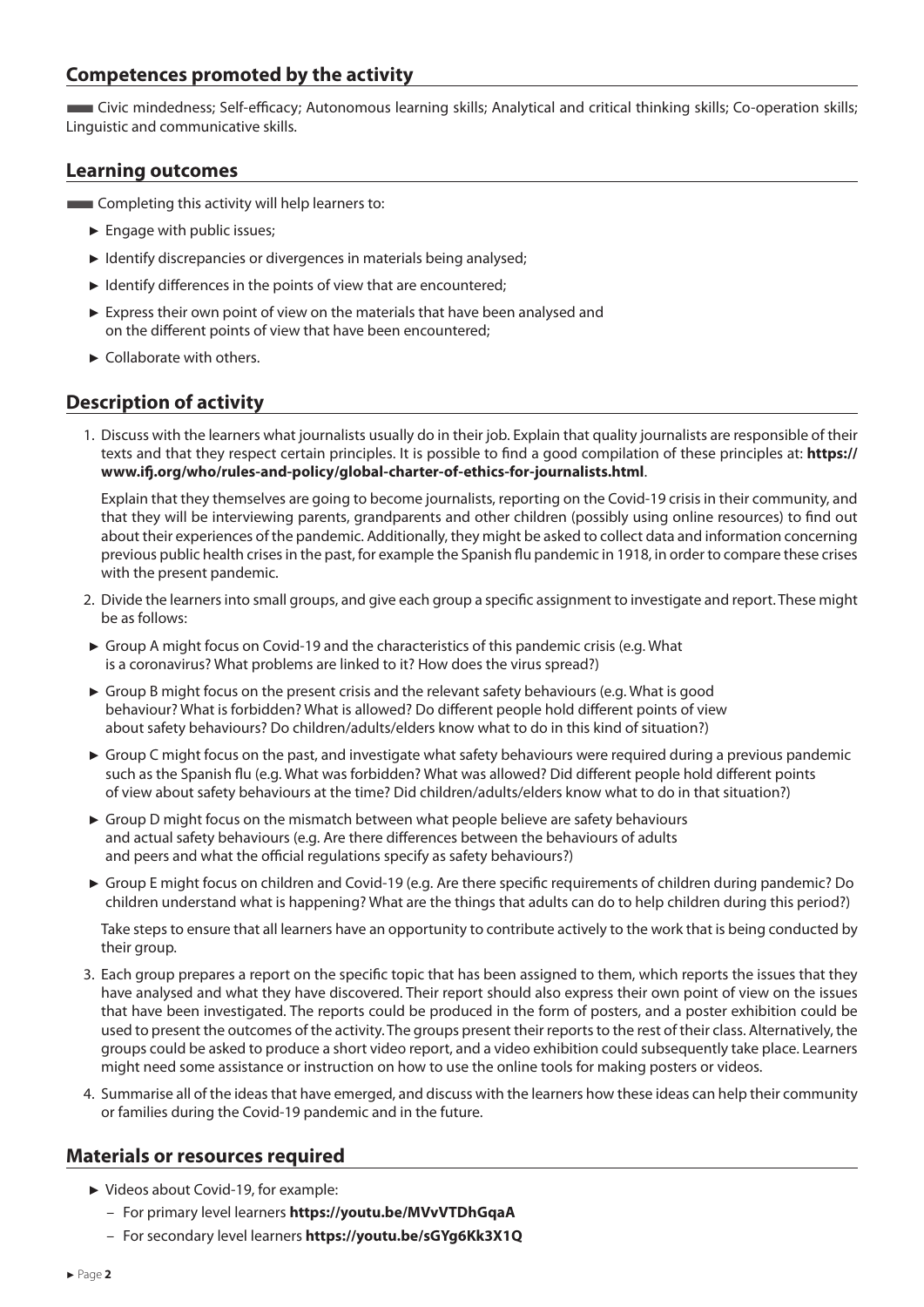## Competences promoted by the activity

Civic mindedness; Self-efficacy; Autonomous learning skills; Analytical and critical thinking skills; Co-operation skills; Linguistic and communicative skills.

## Learning outcomes

Completing this activity will help learners to:

- Engage with public issues;
- Identify discrepancies or divergences in materials being analysed;
- Identify differences in the points of view that are encountered;
- Express their own point of view on the materials that have been analysed and on the different points of view that have been encountered;
- Collaborate with others.

## Description of activity

1. Discuss with the learners what journalists usually do in their job. Explain that quality journalists are responsible of their texts and that they respect certain principles. It is possible to find a good compilation of these principles at: **https://www.ifj.org/who/rules-and-policy/global-charter-of-ethics-for-journalists.html**.

   Explain that they themselves are going to become journalists, reporting on the Covid-19 crisis in their community, and that they will be interviewing parents, grandparents and other children (possibly using online resources) to find out about their experiences of the pandemic. Additionally, they might be asked to collect data and information concerning previous public health crises in the past, for example the Spanish flu pandemic in 1918, in order to compare these crises with the present pandemic.

2. Divide the learners into small groups, and give each group a specific assignment to investigate and report. These might be as follows:

   - Group A might focus on Covid-19 and the characteristics of this pandemic crisis (e.g. What is a coronavirus? What problems are linked to it? How does the virus spread?)
   - Group B might focus on the present crisis and the relevant safety behaviours (e.g. What is good behaviour? What is forbidden? What is allowed? Do different people hold different points of view about safety behaviours? Do children/adults/elders know what to do in this kind of situation?)
   - Group C might focus on the past, and investigate what safety behaviours were required during a previous pandemic such as the Spanish flu (e.g. What was forbidden? What was allowed? Did different people hold different points of view about safety behaviours at the time? Did children/adults/elders know what to do in that situation?)
   - Group D might focus on the mismatch between what people believe are safety behaviours and actual safety behaviours (e.g. Are there differences between the behaviours of adults and peers and what the official regulations specify as safety behaviours?)
   - Group E might focus on children and Covid-19 (e.g. Are there specific requirements of children during pandemic? Do children understand what is happening? What are the things that adults can do to help children during this period?)

   Take steps to ensure that all learners have an opportunity to contribute actively to the work that is being conducted by their group.

3. Each group prepares a report on the specific topic that has been assigned to them, which reports the issues that they have analysed and what they have discovered. Their report should also express their own point of view on the issues that have been investigated. The reports could be produced in the form of posters, and a poster exhibition could be used to present the outcomes of the activity. The groups present their reports to the rest of their class. Alternatively, the groups could be asked to produce a short video report, and a video exhibition could subsequently take place. Learners might need some assistance or instruction on how to use the online tools for making posters or videos.

4. Summarise all of the ideas that have emerged, and discuss with the learners how these ideas can help their community or families during the Covid-19 pandemic and in the future.

## Materials or resources required

- Videos about Covid-19, for example:
  - For primary level learners **https://youtu.be/MVvVTDhGqaA**
  - For secondary level learners **https://youtu.be/sGYg6Kk3X1Q**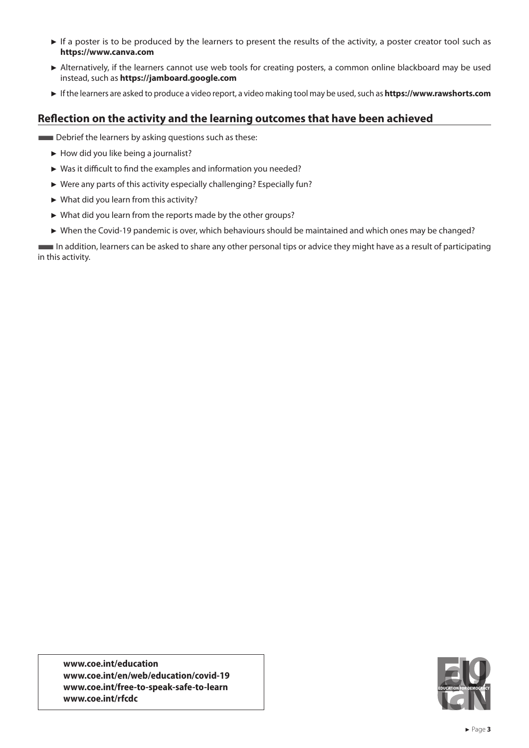- If a poster is to be produced by the learners to present the results of the activity, a poster creator tool such as **https://www.canva.com**
- Alternatively, if the learners cannot use web tools for creating posters, a common online blackboard may be used instead, such as **https://jamboard.google.com**
- If the learners are asked to produce a video report, a video making tool may be used, such as **https://www.rawshorts.com**

## Reflection on the activity and the learning outcomes that have been achieved

Debrief the learners by asking questions such as these:

- How did you like being a journalist?
- Was it difficult to find the examples and information you needed?
- Were any parts of this activity especially challenging? Especially fun?
- What did you learn from this activity?
- What did you learn from the reports made by the other groups?
- When the Covid-19 pandemic is over, which behaviours should be maintained and which ones may be changed?

In addition, learners can be asked to share any other personal tips or advice they might have as a result of participating in this activity.

**www.coe.int/education**
**www.coe.int/en/web/education/covid-19**
**www.coe.int/free-to-speak-safe-to-learn**
**www.coe.int/rfcdc**

EDUCATION FOR DEMOCRACY